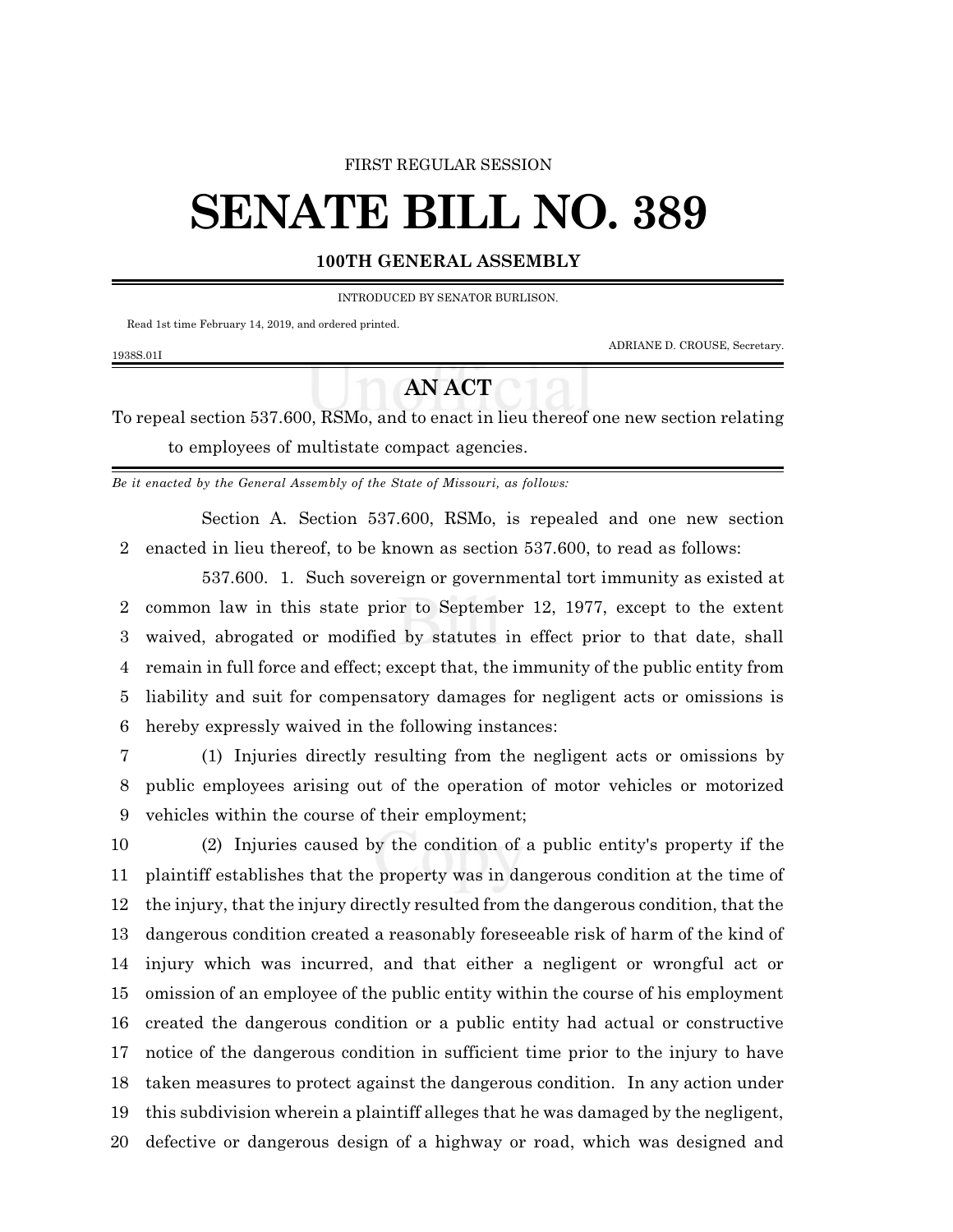FIRST REGULAR SESSION

# SENATE BILL NO. 389

## 100TH GENERAL ASSEMBLY

INTRODUCED BY SENATOR BURLISON.

Read 1st time February 14, 2019, and ordered printed.

ADRIANE D. CROUSE, Secretary.

1938S.01I

## AN ACT

To repeal section 537.600, RSMo, and to enact in lieu thereof one new section relating to employees of multistate compact agencies.

*Be it enacted by the General Assembly of the State of Missouri, as follows:*

Section A. Section 537.600, RSMo, is repealed and one new section enacted in lieu thereof, to be known as section 537.600, to read as follows:

537.600. 1. Such sovereign or governmental tort immunity as existed at common law in this state prior to September 12, 1977, except to the extent waived, abrogated or modified by statutes in effect prior to that date, shall remain in full force and effect; except that, the immunity of the public entity from liability and suit for compensatory damages for negligent acts or omissions is hereby expressly waived in the following instances:

(1) Injuries directly resulting from the negligent acts or omissions by public employees arising out of the operation of motor vehicles or motorized vehicles within the course of their employment;

(2) Injuries caused by the condition of a public entity's property if the plaintiff establishes that the property was in dangerous condition at the time of the injury, that the injury directly resulted from the dangerous condition, that the dangerous condition created a reasonably foreseeable risk of harm of the kind of injury which was incurred, and that either a negligent or wrongful act or omission of an employee of the public entity within the course of his employment created the dangerous condition or a public entity had actual or constructive notice of the dangerous condition in sufficient time prior to the injury to have taken measures to protect against the dangerous condition. In any action under this subdivision wherein a plaintiff alleges that he was damaged by the negligent, defective or dangerous design of a highway or road, which was designed and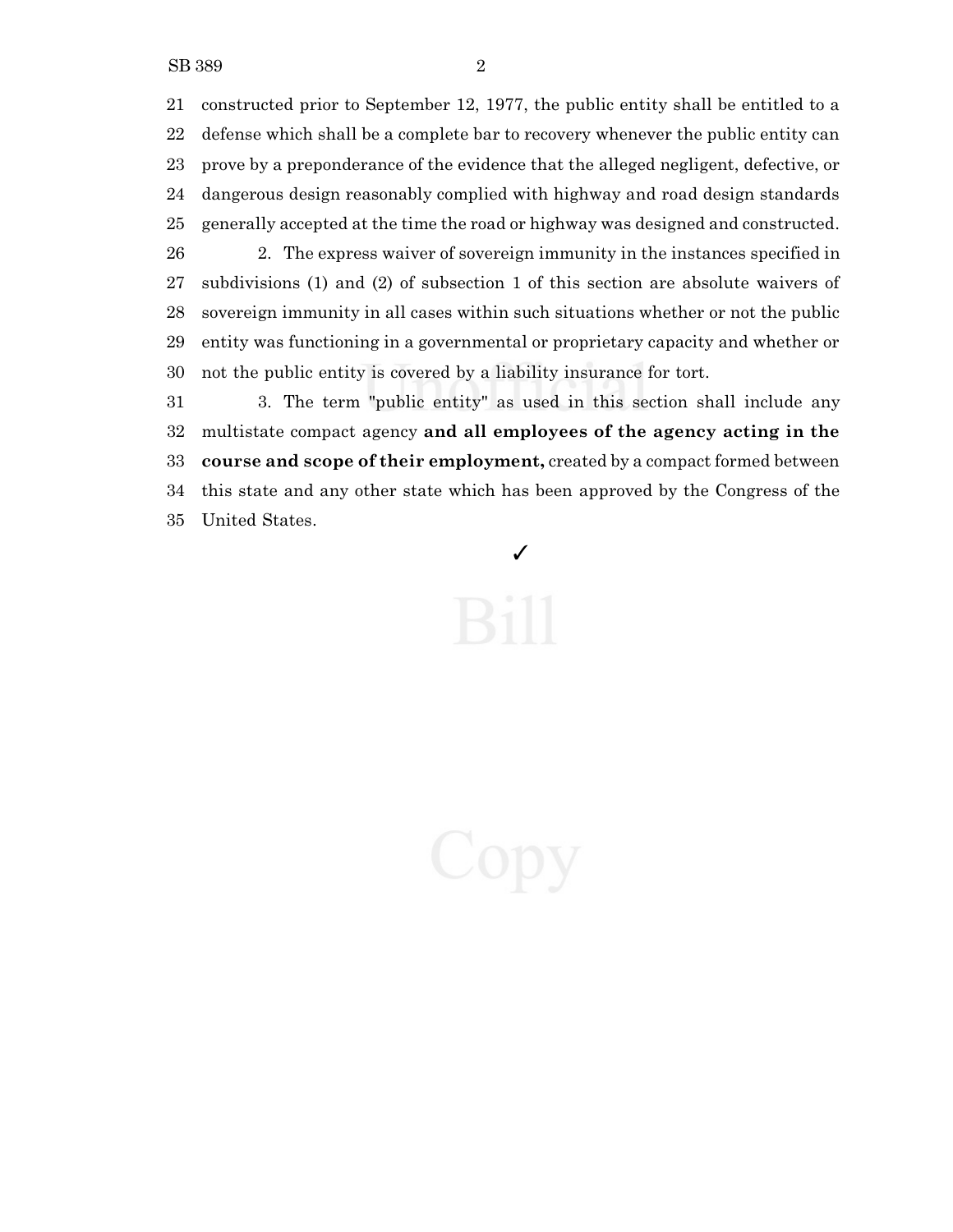constructed prior to September 12, 1977, the public entity shall be entitled to a defense which shall be a complete bar to recovery whenever the public entity can prove by a preponderance of the evidence that the alleged negligent, defective, or dangerous design reasonably complied with highway and road design standards generally accepted at the time the road or highway was designed and constructed.

2. The express waiver of sovereign immunity in the instances specified in subdivisions (1) and (2) of subsection 1 of this section are absolute waivers of sovereign immunity in all cases within such situations whether or not the public entity was functioning in a governmental or proprietary capacity and whether or not the public entity is covered by a liability insurance for tort.

3. The term "public entity" as used in this section shall include any multistate compact agency **and all employees of the agency acting in the course and scope of their employment,** created by a compact formed between this state and any other state which has been approved by the Congress of the United States.

✓